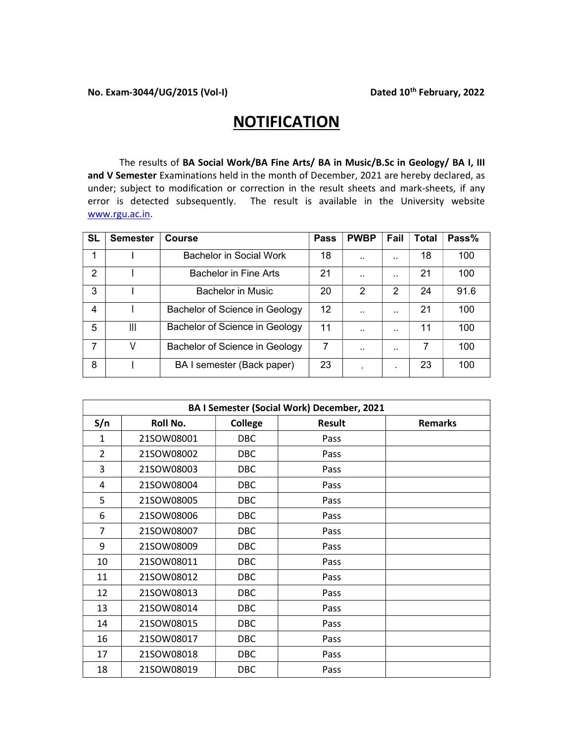**No. Exam-3044/UG/2015 (Vol-I)** **Dated 10th February, 2022**

# NOTIFICATION

The results of **BA Social Work/BA Fine Arts/ BA in Music/B.Sc in Geology/ BA I, III and V Semester** Examinations held in the month of December, 2021 are hereby declared, as under; subject to modification or correction in the result sheets and mark-sheets, if any error is detected subsequently. The result is available in the University website www.rgu.ac.in.

| SL | Semester | Course | Pass | PWBP | Fail | Total | Pass% |
|---|---|---|---|---|---|---|---|
| 1 | I | Bachelor in Social Work | 18 | .. | .. | 18 | 100 |
| 2 | I | Bachelor in Fine Arts | 21 | .. | .. | 21 | 100 |
| 3 | I | Bachelor in Music | 20 | 2 | 2 | 24 | 91.6 |
| 4 | I | Bachelor of Science in Geology | 12 | .. | .. | 21 | 100 |
| 5 | III | Bachelor of Science in Geology | 11 | .. | .. | 11 | 100 |
| 7 | V | Bachelor of Science in Geology | 7 | .. | .. | 7 | 100 |
| 8 | I | BA I semester (Back paper) | 23 | . | . | 23 | 100 |

| BA I Semester (Social Work) December, 2021 | | | | |
|---|---|---|---|---|
| S/n | Roll No. | College | Result | Remarks |
| 1 | 21SOW08001 | DBC | Pass | |
| 2 | 21SOW08002 | DBC | Pass | |
| 3 | 21SOW08003 | DBC | Pass | |
| 4 | 21SOW08004 | DBC | Pass | |
| 5 | 21SOW08005 | DBC | Pass | |
| 6 | 21SOW08006 | DBC | Pass | |
| 7 | 21SOW08007 | DBC | Pass | |
| 9 | 21SOW08009 | DBC | Pass | |
| 10 | 21SOW08011 | DBC | Pass | |
| 11 | 21SOW08012 | DBC | Pass | |
| 12 | 21SOW08013 | DBC | Pass | |
| 13 | 21SOW08014 | DBC | Pass | |
| 14 | 21SOW08015 | DBC | Pass | |
| 16 | 21SOW08017 | DBC | Pass | |
| 17 | 21SOW08018 | DBC | Pass | |
| 18 | 21SOW08019 | DBC | Pass | |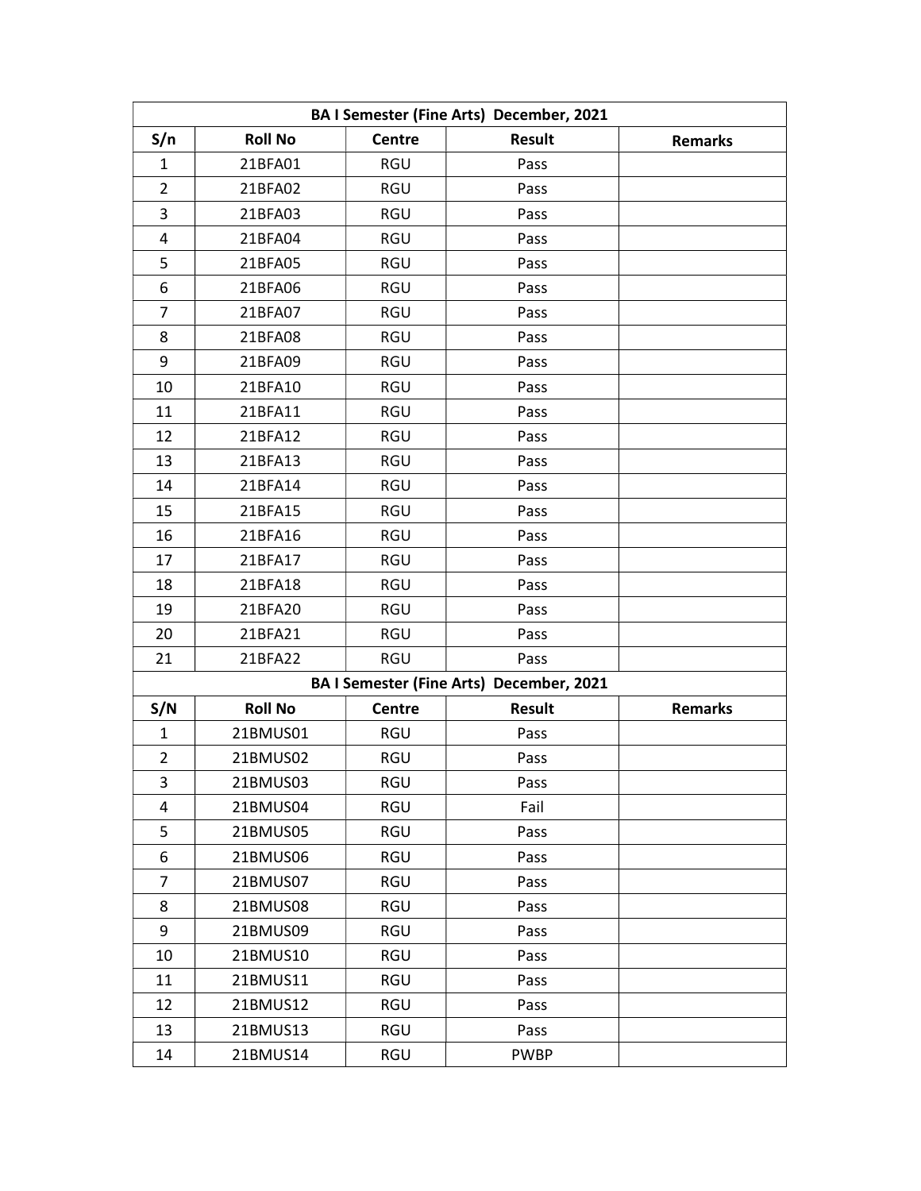| BA I Semester (Fine Arts) December, 2021 | | | | |
|---|---|---|---|---|
| S/n | Roll No | Centre | Result | Remarks |
| 1 | 21BFA01 | RGU | Pass | |
| 2 | 21BFA02 | RGU | Pass | |
| 3 | 21BFA03 | RGU | Pass | |
| 4 | 21BFA04 | RGU | Pass | |
| 5 | 21BFA05 | RGU | Pass | |
| 6 | 21BFA06 | RGU | Pass | |
| 7 | 21BFA07 | RGU | Pass | |
| 8 | 21BFA08 | RGU | Pass | |
| 9 | 21BFA09 | RGU | Pass | |
| 10 | 21BFA10 | RGU | Pass | |
| 11 | 21BFA11 | RGU | Pass | |
| 12 | 21BFA12 | RGU | Pass | |
| 13 | 21BFA13 | RGU | Pass | |
| 14 | 21BFA14 | RGU | Pass | |
| 15 | 21BFA15 | RGU | Pass | |
| 16 | 21BFA16 | RGU | Pass | |
| 17 | 21BFA17 | RGU | Pass | |
| 18 | 21BFA18 | RGU | Pass | |
| 19 | 21BFA20 | RGU | Pass | |
| 20 | 21BFA21 | RGU | Pass | |
| 21 | 21BFA22 | RGU | Pass | |

| BA I Semester (Fine Arts) December, 2021 | | | | |
|---|---|---|---|---|
| S/N | Roll No | Centre | Result | Remarks |
| 1 | 21BMUS01 | RGU | Pass | |
| 2 | 21BMUS02 | RGU | Pass | |
| 3 | 21BMUS03 | RGU | Pass | |
| 4 | 21BMUS04 | RGU | Fail | |
| 5 | 21BMUS05 | RGU | Pass | |
| 6 | 21BMUS06 | RGU | Pass | |
| 7 | 21BMUS07 | RGU | Pass | |
| 8 | 21BMUS08 | RGU | Pass | |
| 9 | 21BMUS09 | RGU | Pass | |
| 10 | 21BMUS10 | RGU | Pass | |
| 11 | 21BMUS11 | RGU | Pass | |
| 12 | 21BMUS12 | RGU | Pass | |
| 13 | 21BMUS13 | RGU | Pass | |
| 14 | 21BMUS14 | RGU | PWBP | |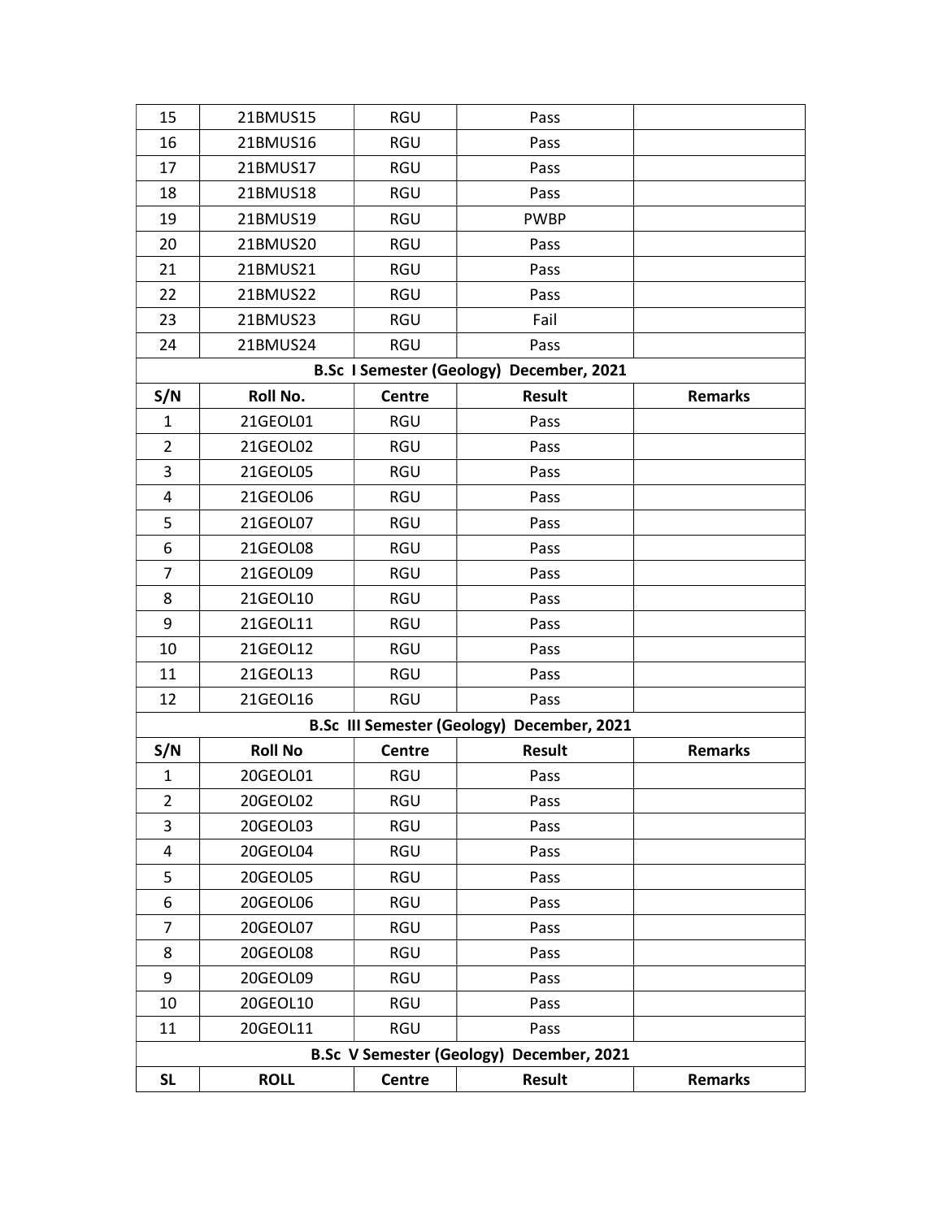| 15 | 21BMUS15 | RGU | Pass | |
|---|---|---|---|---|
| 16 | 21BMUS16 | RGU | Pass | |
| 17 | 21BMUS17 | RGU | Pass | |
| 18 | 21BMUS18 | RGU | Pass | |
| 19 | 21BMUS19 | RGU | PWBP | |
| 20 | 21BMUS20 | RGU | Pass | |
| 21 | 21BMUS21 | RGU | Pass | |
| 22 | 21BMUS22 | RGU | Pass | |
| 23 | 21BMUS23 | RGU | Fail | |
| 24 | 21BMUS24 | RGU | Pass | |

**B.Sc I Semester (Geology) December, 2021**

| S/N | Roll No. | Centre | Result | Remarks |
|---|---|---|---|---|
| 1 | 21GEOL01 | RGU | Pass | |
| 2 | 21GEOL02 | RGU | Pass | |
| 3 | 21GEOL05 | RGU | Pass | |
| 4 | 21GEOL06 | RGU | Pass | |
| 5 | 21GEOL07 | RGU | Pass | |
| 6 | 21GEOL08 | RGU | Pass | |
| 7 | 21GEOL09 | RGU | Pass | |
| 8 | 21GEOL10 | RGU | Pass | |
| 9 | 21GEOL11 | RGU | Pass | |
| 10 | 21GEOL12 | RGU | Pass | |
| 11 | 21GEOL13 | RGU | Pass | |
| 12 | 21GEOL16 | RGU | Pass | |

**B.Sc III Semester (Geology) December, 2021**

| S/N | Roll No | Centre | Result | Remarks |
|---|---|---|---|---|
| 1 | 20GEOL01 | RGU | Pass | |
| 2 | 20GEOL02 | RGU | Pass | |
| 3 | 20GEOL03 | RGU | Pass | |
| 4 | 20GEOL04 | RGU | Pass | |
| 5 | 20GEOL05 | RGU | Pass | |
| 6 | 20GEOL06 | RGU | Pass | |
| 7 | 20GEOL07 | RGU | Pass | |
| 8 | 20GEOL08 | RGU | Pass | |
| 9 | 20GEOL09 | RGU | Pass | |
| 10 | 20GEOL10 | RGU | Pass | |
| 11 | 20GEOL11 | RGU | Pass | |

**B.Sc V Semester (Geology) December, 2021**

| SL | ROLL | Centre | Result | Remarks |
|---|---|---|---|---|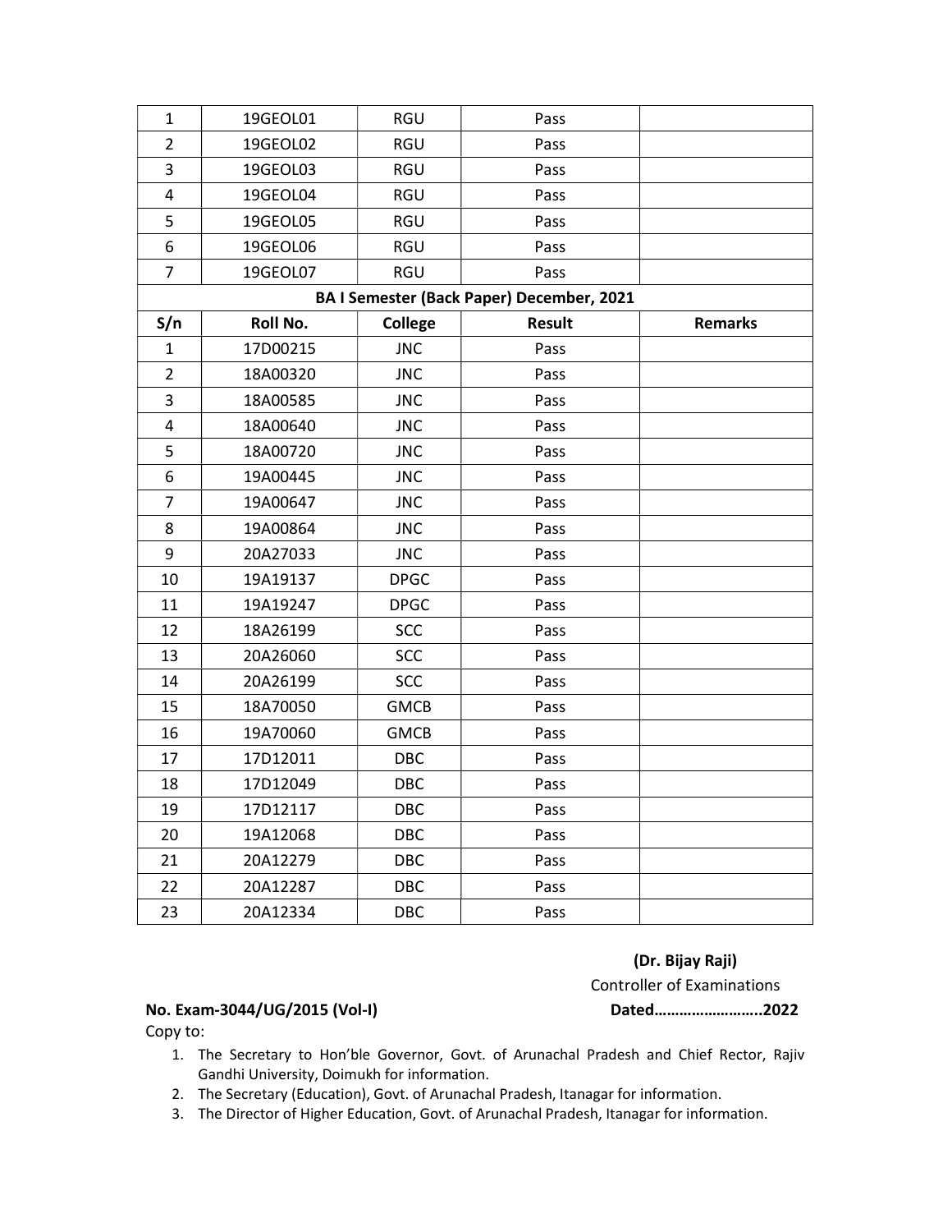| S/n | Roll No. | College | Result | Remarks |
|---|---|---|---|---|
| 1 | 19GEOL01 | RGU | Pass | |
| 2 | 19GEOL02 | RGU | Pass | |
| 3 | 19GEOL03 | RGU | Pass | |
| 4 | 19GEOL04 | RGU | Pass | |
| 5 | 19GEOL05 | RGU | Pass | |
| 6 | 19GEOL06 | RGU | Pass | |
| 7 | 19GEOL07 | RGU | Pass | |

**BA I Semester (Back Paper) December, 2021**

| S/n | Roll No. | College | Result | Remarks |
|---|---|---|---|---|
| 1 | 17D00215 | JNC | Pass | |
| 2 | 18A00320 | JNC | Pass | |
| 3 | 18A00585 | JNC | Pass | |
| 4 | 18A00640 | JNC | Pass | |
| 5 | 18A00720 | JNC | Pass | |
| 6 | 19A00445 | JNC | Pass | |
| 7 | 19A00647 | JNC | Pass | |
| 8 | 19A00864 | JNC | Pass | |
| 9 | 20A27033 | JNC | Pass | |
| 10 | 19A19137 | DPGC | Pass | |
| 11 | 19A19247 | DPGC | Pass | |
| 12 | 18A26199 | SCC | Pass | |
| 13 | 20A26060 | SCC | Pass | |
| 14 | 20A26199 | SCC | Pass | |
| 15 | 18A70050 | GMCB | Pass | |
| 16 | 19A70060 | GMCB | Pass | |
| 17 | 17D12011 | DBC | Pass | |
| 18 | 17D12049 | DBC | Pass | |
| 19 | 17D12117 | DBC | Pass | |
| 20 | 19A12068 | DBC | Pass | |
| 21 | 20A12279 | DBC | Pass | |
| 22 | 20A12287 | DBC | Pass | |
| 23 | 20A12334 | DBC | Pass | |

**(Dr. Bijay Raji)**
Controller of Examinations

**No. Exam-3044/UG/2015 (Vol-I)** **Dated……………………..2022**

Copy to:

1. The Secretary to Hon'ble Governor, Govt. of Arunachal Pradesh and Chief Rector, Rajiv Gandhi University, Doimukh for information.
2. The Secretary (Education), Govt. of Arunachal Pradesh, Itanagar for information.
3. The Director of Higher Education, Govt. of Arunachal Pradesh, Itanagar for information.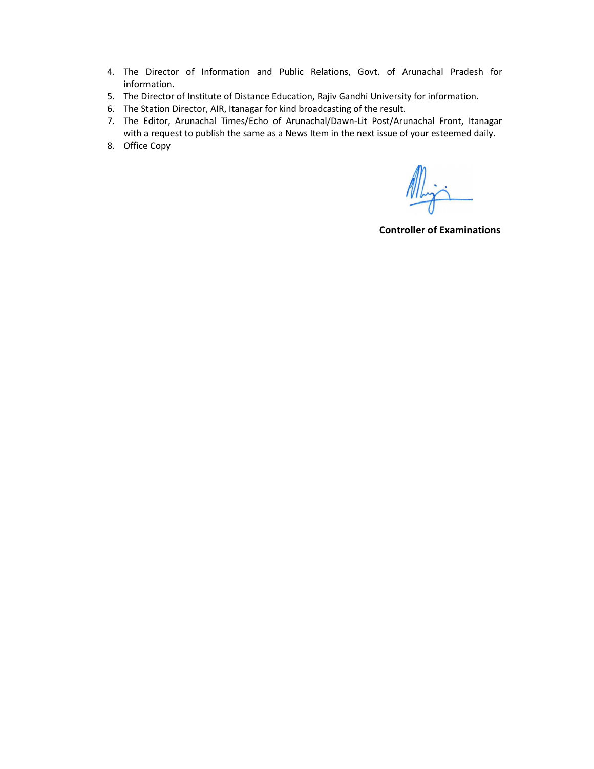4. The Director of Information and Public Relations, Govt. of Arunachal Pradesh for information.
5. The Director of Institute of Distance Education, Rajiv Gandhi University for information.
6. The Station Director, AIR, Itanagar for kind broadcasting of the result.
7. The Editor, Arunachal Times/Echo of Arunachal/Dawn-Lit Post/Arunachal Front, Itanagar with a request to publish the same as a News Item in the next issue of your esteemed daily.
8. Office Copy

**Controller of Examinations**